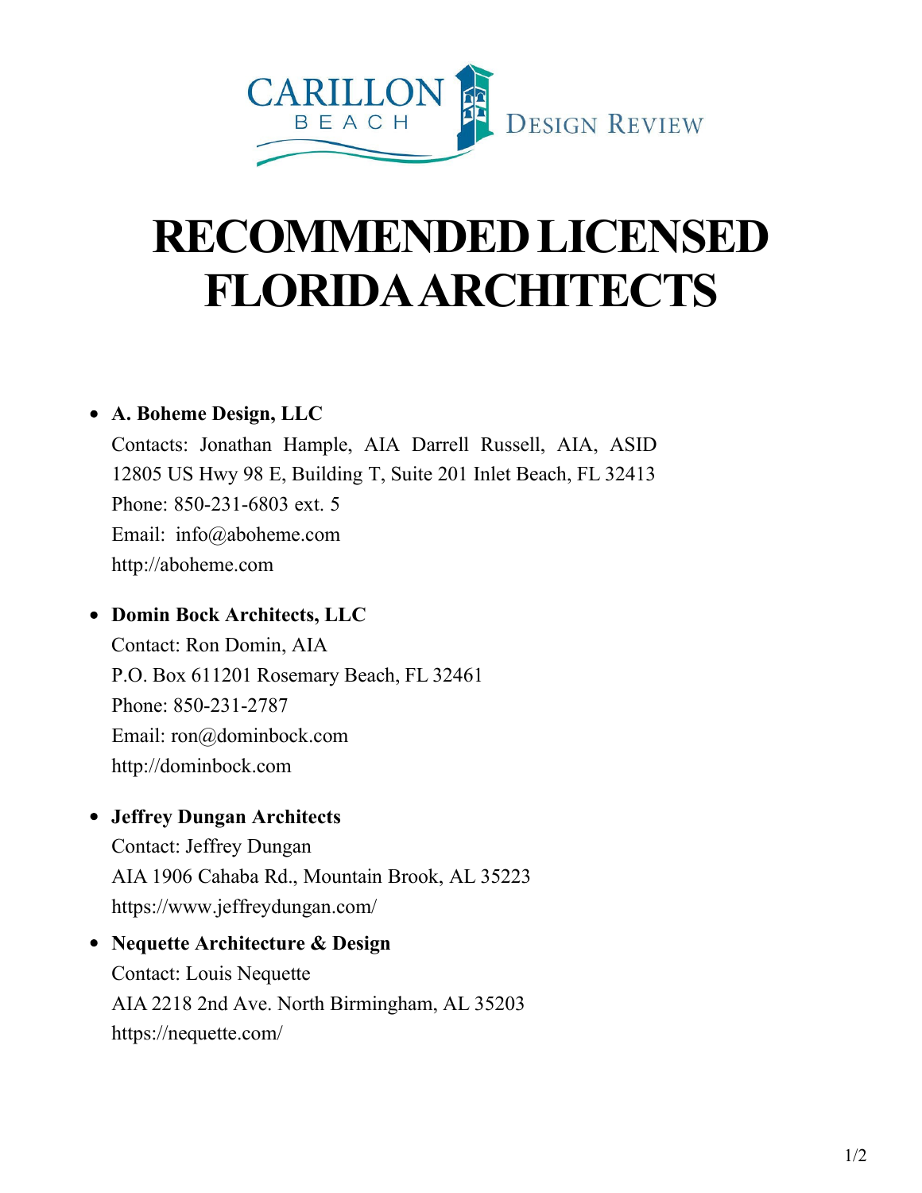CARILLON BEACH DESIGN REVIEW

# RECOMMENDED LICENSED FLORIDA ARCHITECTS

- **A. Boheme Design, LLC**
  Contacts: Jonathan Hample, AIA Darrell Russell, AIA, ASID
  12805 US Hwy 98 E, Building T, Suite 201 Inlet Beach, FL 32413
  Phone: 850-231-6803 ext. 5
  Email: info@aboheme.com
  http://aboheme.com

- **Domin Bock Architects, LLC**
  Contact: Ron Domin, AIA
  P.O. Box 611201 Rosemary Beach, FL 32461
  Phone: 850-231-2787
  Email: ron@dominbock.com
  http://dominbock.com

- **Jeffrey Dungan Architects**
  Contact: Jeffrey Dungan
  AIA 1906 Cahaba Rd., Mountain Brook, AL 35223
  https://www.jeffreydungan.com/

- **Nequette Architecture & Design**
  Contact: Louis Nequette
  AIA 2218 2nd Ave. North Birmingham, AL 35203
  https://nequette.com/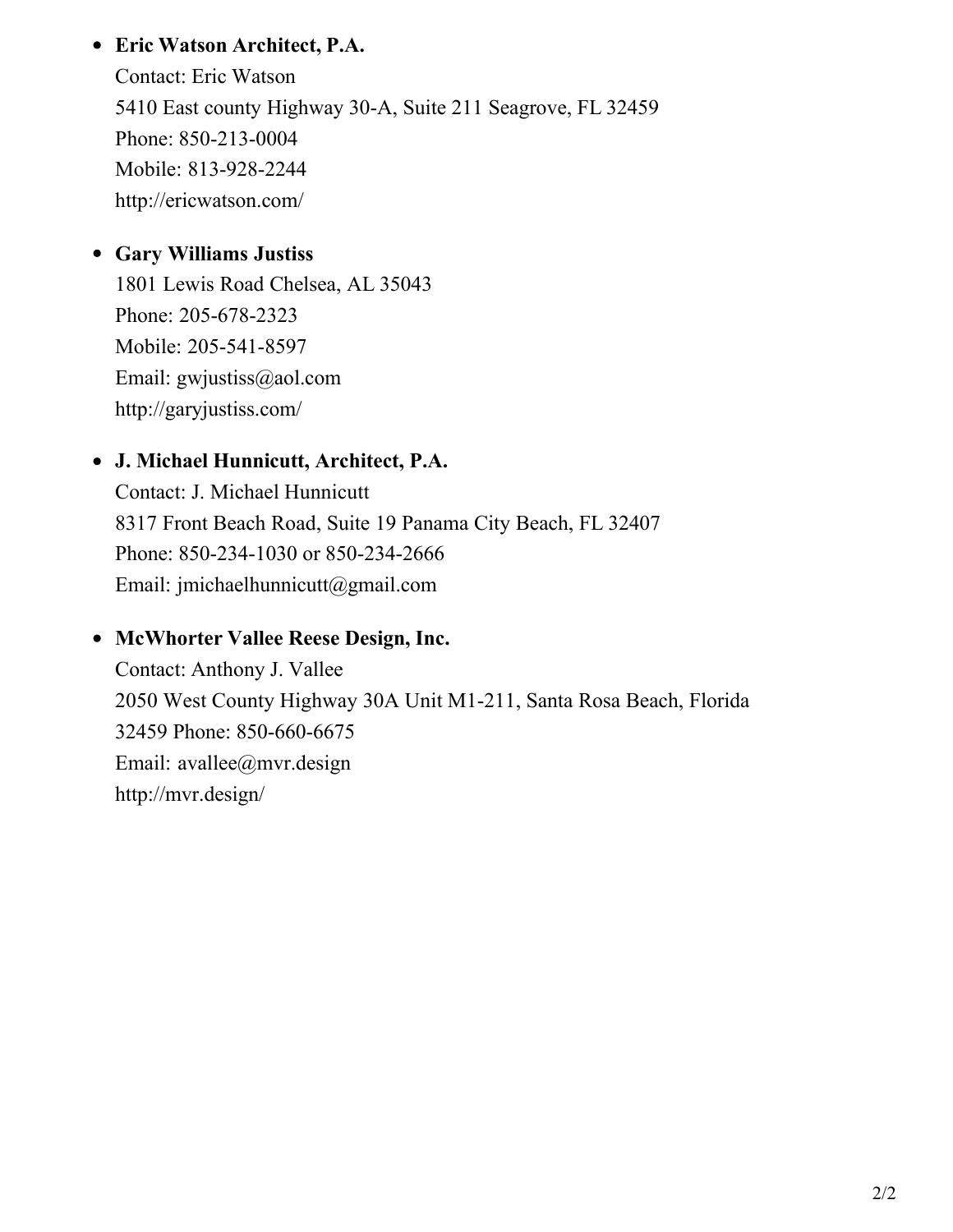- **Eric Watson Architect, P.A.**
  Contact: Eric Watson
  5410 East county Highway 30-A, Suite 211 Seagrove, FL 32459
  Phone: 850-213-0004
  Mobile: 813-928-2244
  http://ericwatson.com/

- **Gary Williams Justiss**
  1801 Lewis Road Chelsea, AL 35043
  Phone: 205-678-2323
  Mobile: 205-541-8597
  Email: gwjustiss@aol.com
  http://garyjustiss.com/

- **J. Michael Hunnicutt, Architect, P.A.**
  Contact: J. Michael Hunnicutt
  8317 Front Beach Road, Suite 19 Panama City Beach, FL 32407
  Phone: 850-234-1030 or 850-234-2666
  Email: jmichaelhunnicutt@gmail.com

- **McWhorter Vallee Reese Design, Inc.**
  Contact: Anthony J. Vallee
  2050 West County Highway 30A Unit M1-211, Santa Rosa Beach, Florida 32459 Phone: 850-660-6675
  Email: avallee@mvr.design
  http://mvr.design/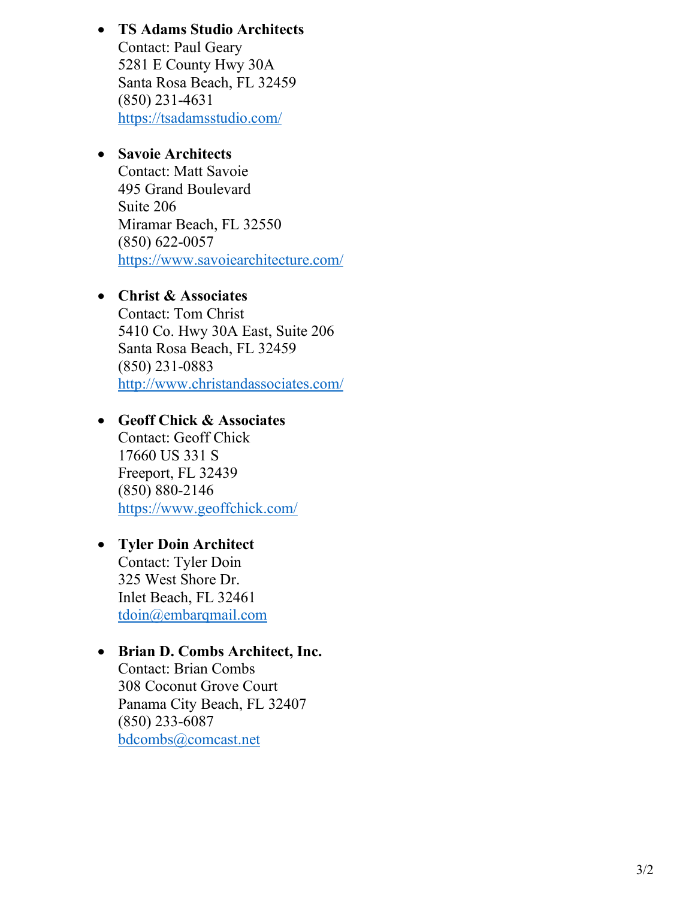- **TS Adams Studio Architects**
  Contact: Paul Geary
  5281 E County Hwy 30A
  Santa Rosa Beach, FL 32459
  (850) 231-4631
  https://tsadamsstudio.com/

- **Savoie Architects**
  Contact: Matt Savoie
  495 Grand Boulevard
  Suite 206
  Miramar Beach, FL 32550
  (850) 622-0057
  https://www.savoiearchitecture.com/

- **Christ & Associates**
  Contact: Tom Christ
  5410 Co. Hwy 30A East, Suite 206
  Santa Rosa Beach, FL 32459
  (850) 231-0883
  http://www.christandassociates.com/

- **Geoff Chick & Associates**
  Contact: Geoff Chick
  17660 US 331 S
  Freeport, FL 32439
  (850) 880-2146
  https://www.geoffchick.com/

- **Tyler Doin Architect**
  Contact: Tyler Doin
  325 West Shore Dr.
  Inlet Beach, FL 32461
  tdoin@embarqmail.com

- **Brian D. Combs Architect, Inc.**
  Contact: Brian Combs
  308 Coconut Grove Court
  Panama City Beach, FL 32407
  (850) 233-6087
  bdcombs@comcast.net